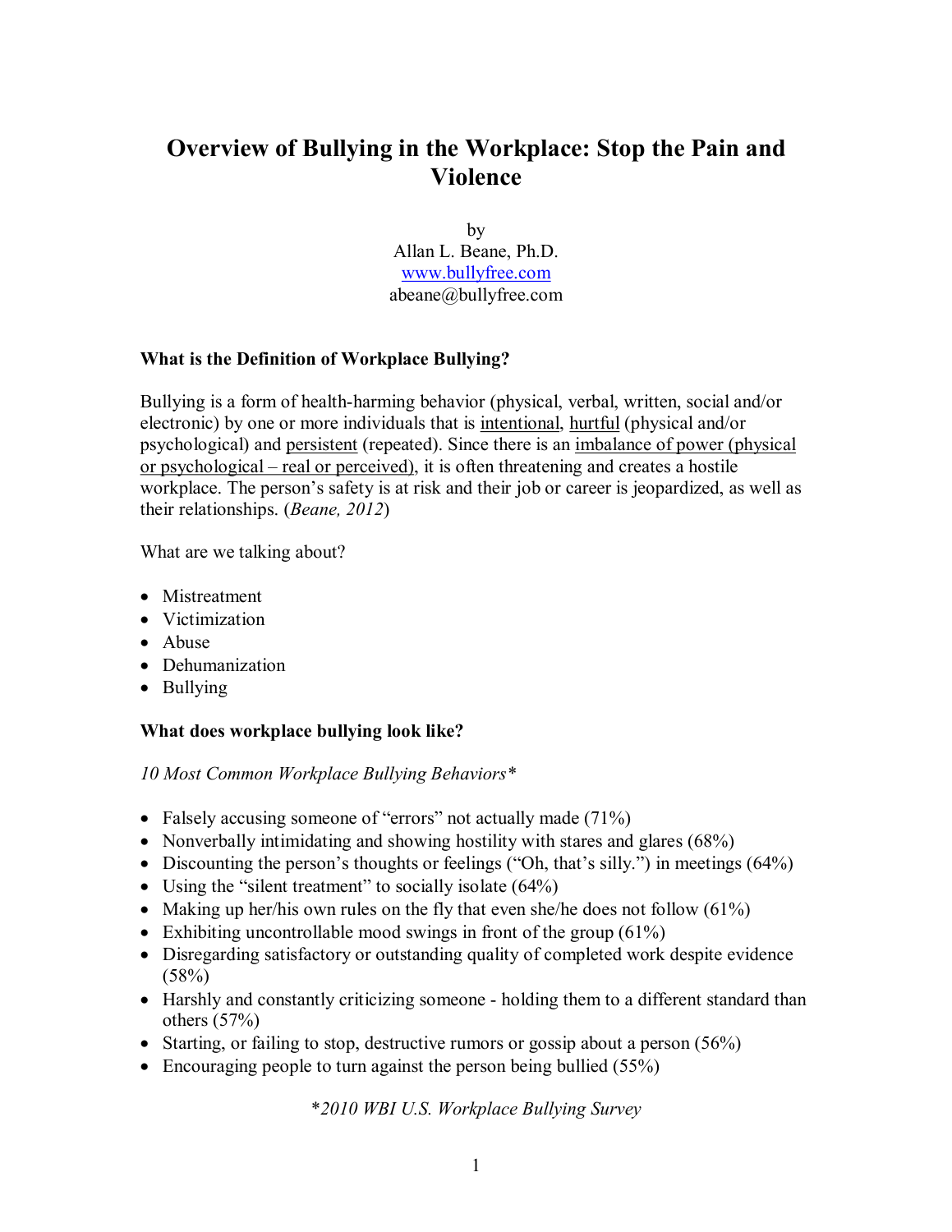# Overview of Bullying in the Workplace: Stop the Pain and Violence

by
Allan L. Beane, Ph.D.
www.bullyfree.com
abeane@bullyfree.com

### What is the Definition of Workplace Bullying?

Bullying is a form of health-harming behavior (physical, verbal, written, social and/or electronic) by one or more individuals that is intentional, hurtful (physical and/or psychological) and persistent (repeated). Since there is an imbalance of power (physical or psychological – real or perceived), it is often threatening and creates a hostile workplace. The person's safety is at risk and their job or career is jeopardized, as well as their relationships. (*Beane, 2012*)

What are we talking about?

- Mistreatment
- Victimization
- Abuse
- Dehumanization
- Bullying

### What does workplace bullying look like?

*10 Most Common Workplace Bullying Behaviors**

- Falsely accusing someone of "errors" not actually made (71%)
- Nonverbally intimidating and showing hostility with stares and glares (68%)
- Discounting the person's thoughts or feelings ("Oh, that's silly.") in meetings (64%)
- Using the "silent treatment" to socially isolate (64%)
- Making up her/his own rules on the fly that even she/he does not follow (61%)
- Exhibiting uncontrollable mood swings in front of the group (61%)
- Disregarding satisfactory or outstanding quality of completed work despite evidence (58%)
- Harshly and constantly criticizing someone - holding them to a different standard than others (57%)
- Starting, or failing to stop, destructive rumors or gossip about a person (56%)
- Encouraging people to turn against the person being bullied (55%)

*\*2010 WBI U.S. Workplace Bullying Survey*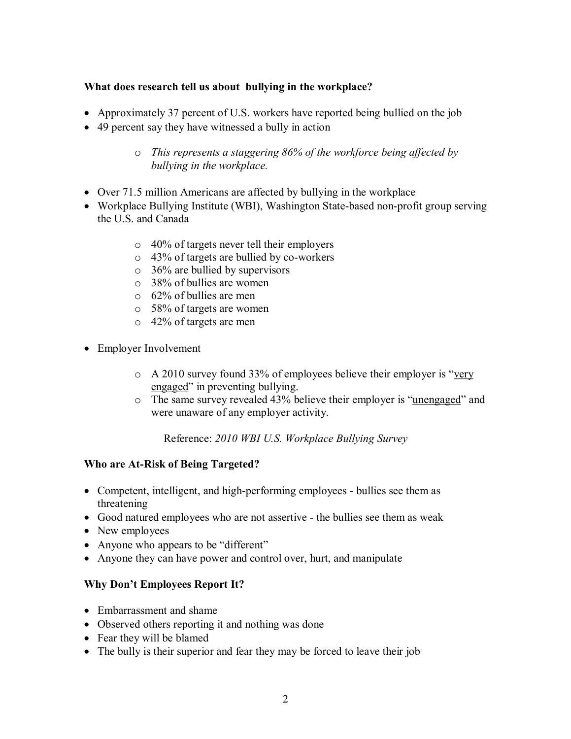**What does research tell us about  bullying in the workplace?**

- Approximately 37 percent of U.S. workers have reported being bullied on the job
- 49 percent say they have witnessed a bully in action
    - *This represents a staggering 86% of the workforce being affected by bullying in the workplace.*
- Over 71.5 million Americans are affected by bullying in the workplace
- Workplace Bullying Institute (WBI), Washington State-based non-profit group serving the U.S. and Canada
    - 40% of targets never tell their employers
    - 43% of targets are bullied by co-workers
    - 36% are bullied by supervisors
    - 38% of bullies are women
    - 62% of bullies are men
    - 58% of targets are women
    - 42% of targets are men
- Employer Involvement
    - A 2010 survey found 33% of employees believe their employer is "<u>very engaged</u>" in preventing bullying.
    - The same survey revealed 43% believe their employer is "<u>unengaged</u>" and were unaware of any employer activity.

Reference: *2010 WBI U.S. Workplace Bullying Survey*

**Who are At-Risk of Being Targeted?**

- Competent, intelligent, and high-performing employees - bullies see them as threatening
- Good natured employees who are not assertive - the bullies see them as weak
- New employees
- Anyone who appears to be "different"
- Anyone they can have power and control over, hurt, and manipulate

**Why Don't Employees Report It?**

- Embarrassment and shame
- Observed others reporting it and nothing was done
- Fear they will be blamed
- The bully is their superior and fear they may be forced to leave their job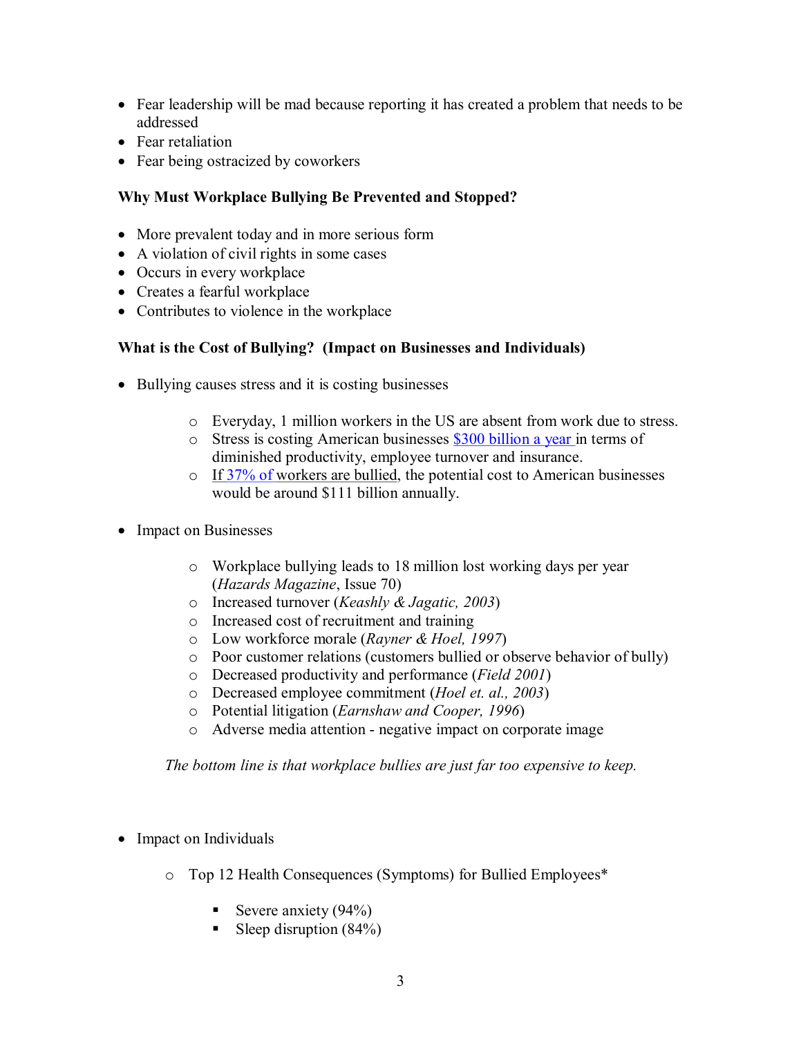- Fear leadership will be mad because reporting it has created a problem that needs to be addressed
- Fear retaliation
- Fear being ostracized by coworkers

**Why Must Workplace Bullying Be Prevented and Stopped?**

- More prevalent today and in more serious form
- A violation of civil rights in some cases
- Occurs in every workplace
- Creates a fearful workplace
- Contributes to violence in the workplace

**What is the Cost of Bullying? (Impact on Businesses and Individuals)**

- Bullying causes stress and it is costing businesses
    - Everyday, 1 million workers in the US are absent from work due to stress.
    - Stress is costing American businesses $300 billion a year in terms of diminished productivity, employee turnover and insurance.
    - If 37% of workers are bullied, the potential cost to American businesses would be around $111 billion annually.

- Impact on Businesses
    - Workplace bullying leads to 18 million lost working days per year (*Hazards Magazine*, Issue 70)
    - Increased turnover (*Keashly & Jagatic, 2003*)
    - Increased cost of recruitment and training
    - Low workforce morale (*Rayner & Hoel, 1997*)
    - Poor customer relations (customers bullied or observe behavior of bully)
    - Decreased productivity and performance (*Field 2001*)
    - Decreased employee commitment (*Hoel et. al., 2003*)
    - Potential litigation (*Earnshaw and Cooper, 1996*)
    - Adverse media attention - negative impact on corporate image

    *The bottom line is that workplace bullies are just far too expensive to keep.*

- Impact on Individuals
    - Top 12 Health Consequences (Symptoms) for Bullied Employees*
        - Severe anxiety (94%)
        - Sleep disruption (84%)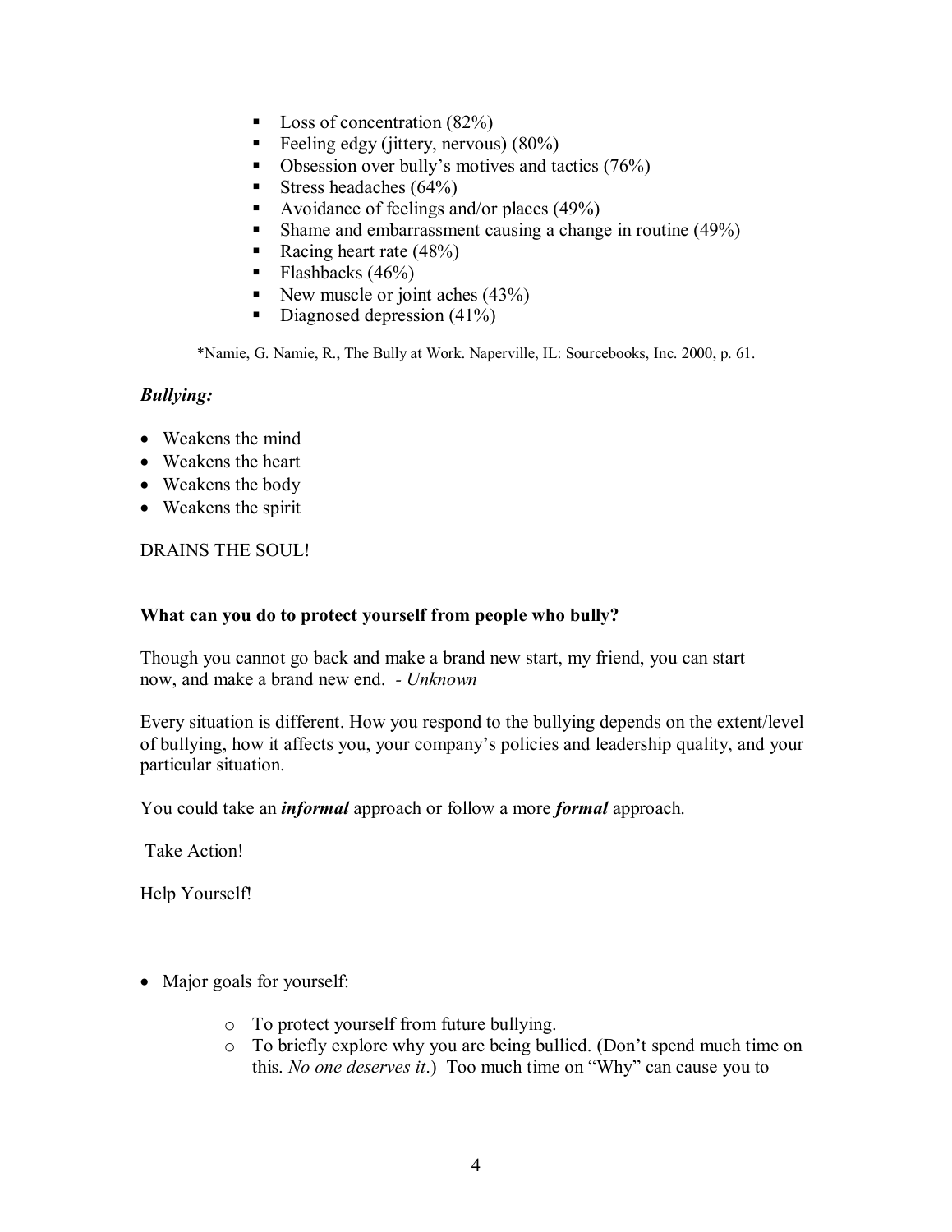- Loss of concentration (82%)
- Feeling edgy (jittery, nervous) (80%)
- Obsession over bully's motives and tactics (76%)
- Stress headaches (64%)
- Avoidance of feelings and/or places (49%)
- Shame and embarrassment causing a change in routine (49%)
- Racing heart rate (48%)
- Flashbacks (46%)
- New muscle or joint aches (43%)
- Diagnosed depression (41%)

*Namie, G. Namie, R., The Bully at Work. Naperville, IL: Sourcebooks, Inc. 2000, p. 61.

***Bullying:***

- Weakens the mind
- Weakens the heart
- Weakens the body
- Weakens the spirit

DRAINS THE SOUL!

**What can you do to protect yourself from people who bully?**

Though you cannot go back and make a brand new start, my friend, you can start now, and make a brand new end. - *Unknown*

Every situation is different. How you respond to the bullying depends on the extent/level of bullying, how it affects you, your company's policies and leadership quality, and your particular situation.

You could take an ***informal*** approach or follow a more ***formal*** approach.

Take Action!

Help Yourself!

- Major goals for yourself:
  - To protect yourself from future bullying.
  - To briefly explore why you are being bullied. (Don't spend much time on this. *No one deserves it*.) Too much time on "Why" can cause you to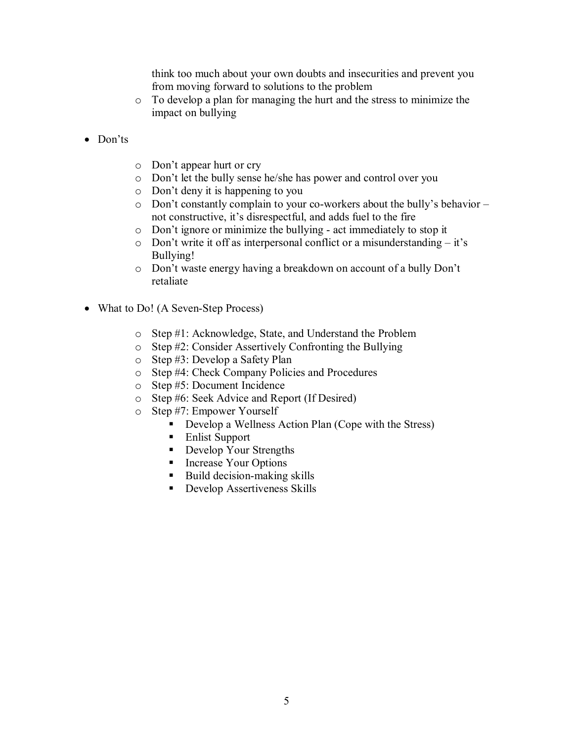think too much about your own doubts and insecurities and prevent you from moving forward to solutions to the problem
  - To develop a plan for managing the hurt and the stress to minimize the impact on bullying

- Don'ts

  - Don't appear hurt or cry
  - Don't let the bully sense he/she has power and control over you
  - Don't deny it is happening to you
  - Don't constantly complain to your co-workers about the bully's behavior – not constructive, it's disrespectful, and adds fuel to the fire
  - Don't ignore or minimize the bullying - act immediately to stop it
  - Don't write it off as interpersonal conflict or a misunderstanding – it's Bullying!
  - Don't waste energy having a breakdown on account of a bully Don't retaliate

- What to Do! (A Seven-Step Process)

  - Step #1: Acknowledge, State, and Understand the Problem
  - Step #2: Consider Assertively Confronting the Bullying
  - Step #3: Develop a Safety Plan
  - Step #4: Check Company Policies and Procedures
  - Step #5: Document Incidence
  - Step #6: Seek Advice and Report (If Desired)
  - Step #7: Empower Yourself
    - Develop a Wellness Action Plan (Cope with the Stress)
    - Enlist Support
    - Develop Your Strengths
    - Increase Your Options
    - Build decision-making skills
    - Develop Assertiveness Skills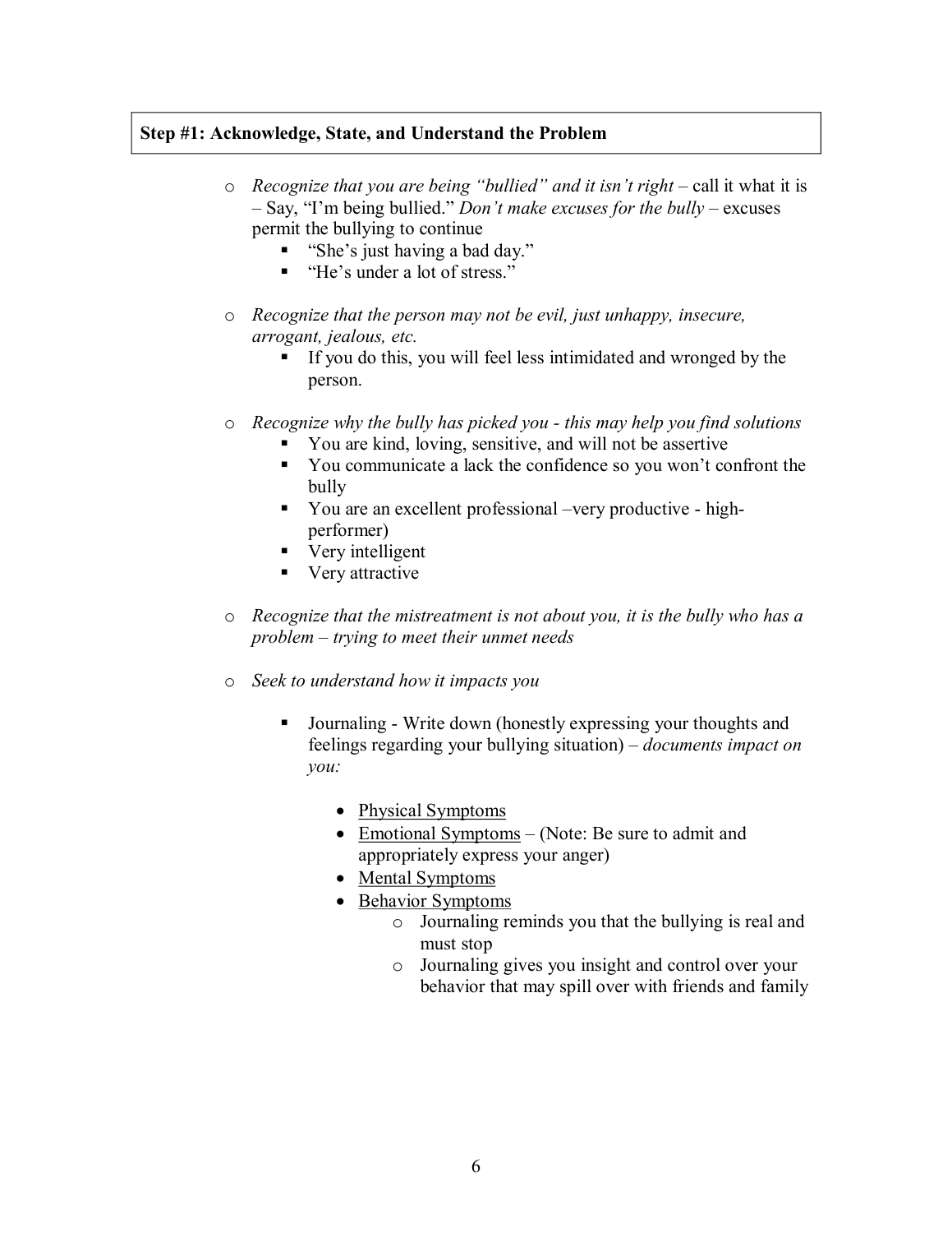**Step #1: Acknowledge, State, and Understand the Problem**

- *Recognize that you are being "bullied" and it isn't right* – call it what it is – Say, "I'm being bullied." *Don't make excuses for the bully* – excuses permit the bullying to continue
  - "She's just having a bad day."
  - "He's under a lot of stress."

- *Recognize that the person may not be evil, just unhappy, insecure, arrogant, jealous, etc.*
  - If you do this, you will feel less intimidated and wronged by the person.

- *Recognize why the bully has picked you - this may help you find solutions*
  - You are kind, loving, sensitive, and will not be assertive
  - You communicate a lack the confidence so you won't confront the bully
  - You are an excellent professional –very productive - high-performer)
  - Very intelligent
  - Very attractive

- *Recognize that the mistreatment is not about you, it is the bully who has a problem – trying to meet their unmet needs*

- *Seek to understand how it impacts you*

  - Journaling - Write down (honestly expressing your thoughts and feelings regarding your bullying situation) – *documents impact on you:*

    - <u>Physical Symptoms</u>
    - <u>Emotional Symptoms</u> – (Note: Be sure to admit and appropriately express your anger)
    - <u>Mental Symptoms</u>
    - <u>Behavior Symptoms</u>
      - Journaling reminds you that the bullying is real and must stop
      - Journaling gives you insight and control over your behavior that may spill over with friends and family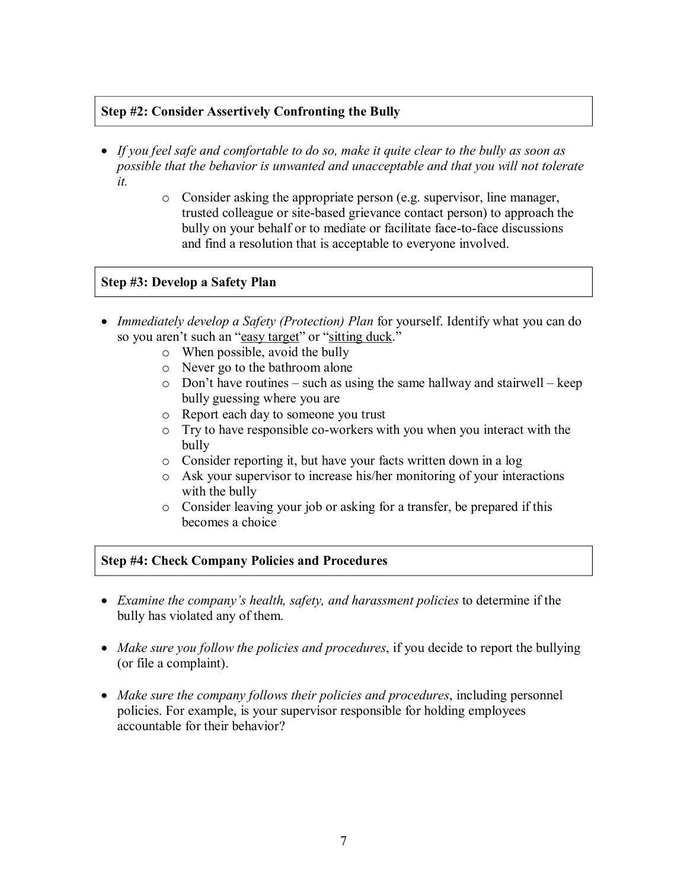**Step #2: Consider Assertively Confronting the Bully**

- *If you feel safe and comfortable to do so, make it quite clear to the bully as soon as possible that the behavior is unwanted and unacceptable and that you will not tolerate it.*
    - Consider asking the appropriate person (e.g. supervisor, line manager, trusted colleague or site-based grievance contact person) to approach the bully on your behalf or to mediate or facilitate face-to-face discussions and find a resolution that is acceptable to everyone involved.

**Step #3: Develop a Safety Plan**

- *Immediately develop a Safety (Protection) Plan* for yourself. Identify what you can do so you aren't such an "<u>easy target</u>" or "<u>sitting duck</u>."
    - When possible, avoid the bully
    - Never go to the bathroom alone
    - Don't have routines – such as using the same hallway and stairwell – keep bully guessing where you are
    - Report each day to someone you trust
    - Try to have responsible co-workers with you when you interact with the bully
    - Consider reporting it, but have your facts written down in a log
    - Ask your supervisor to increase his/her monitoring of your interactions with the bully
    - Consider leaving your job or asking for a transfer, be prepared if this becomes a choice

**Step #4: Check Company Policies and Procedures**

- *Examine the company's health, safety, and harassment policies* to determine if the bully has violated any of them.

- *Make sure you follow the policies and procedures*, if you decide to report the bullying (or file a complaint).

- *Make sure the company follows their policies and procedures*, including personnel policies. For example, is your supervisor responsible for holding employees accountable for their behavior?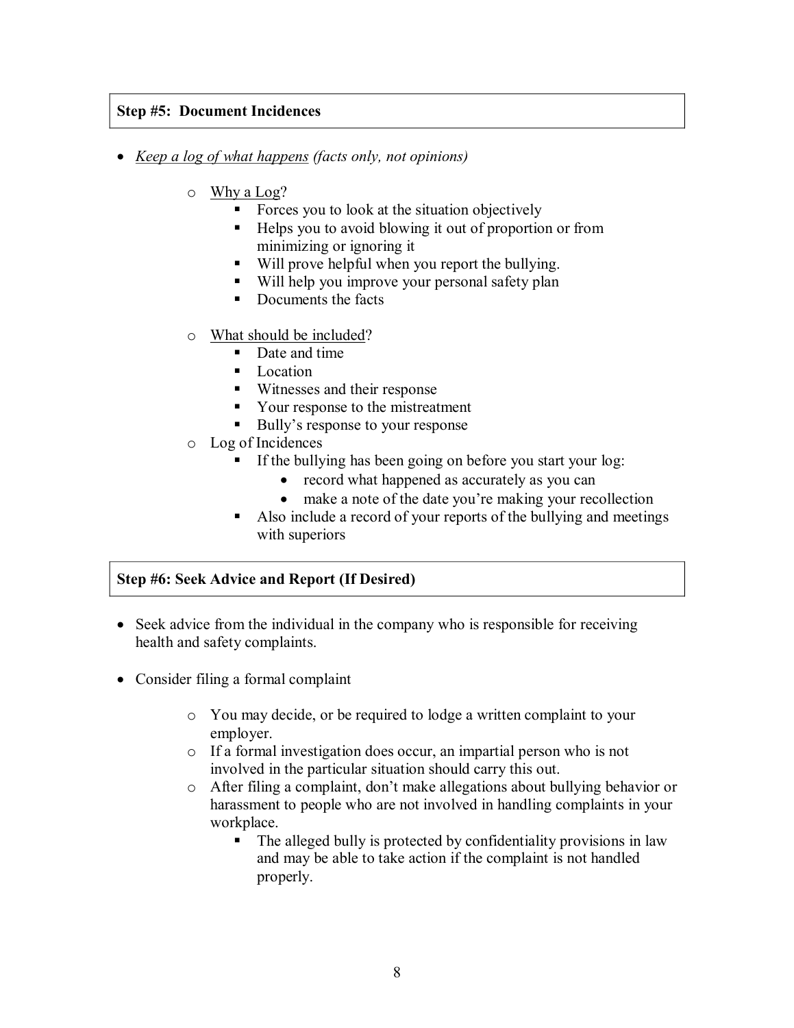**Step #5: Document Incidences**

- <u>*Keep a log of what happens*</u> *(facts only, not opinions)*
    - <u>Why a Log</u>?
        - Forces you to look at the situation objectively
        - Helps you to avoid blowing it out of proportion or from minimizing or ignoring it
        - Will prove helpful when you report the bullying.
        - Will help you improve your personal safety plan
        - Documents the facts
    - <u>What should be included</u>?
        - Date and time
        - Location
        - Witnesses and their response
        - Your response to the mistreatment
        - Bully's response to your response
    - Log of Incidences
        - If the bullying has been going on before you start your log:
            - record what happened as accurately as you can
            - make a note of the date you're making your recollection
        - Also include a record of your reports of the bullying and meetings with superiors

**Step #6: Seek Advice and Report (If Desired)**

- Seek advice from the individual in the company who is responsible for receiving health and safety complaints.
- Consider filing a formal complaint
    - You may decide, or be required to lodge a written complaint to your employer.
    - If a formal investigation does occur, an impartial person who is not involved in the particular situation should carry this out.
    - After filing a complaint, don't make allegations about bullying behavior or harassment to people who are not involved in handling complaints in your workplace.
        - The alleged bully is protected by confidentiality provisions in law and may be able to take action if the complaint is not handled properly.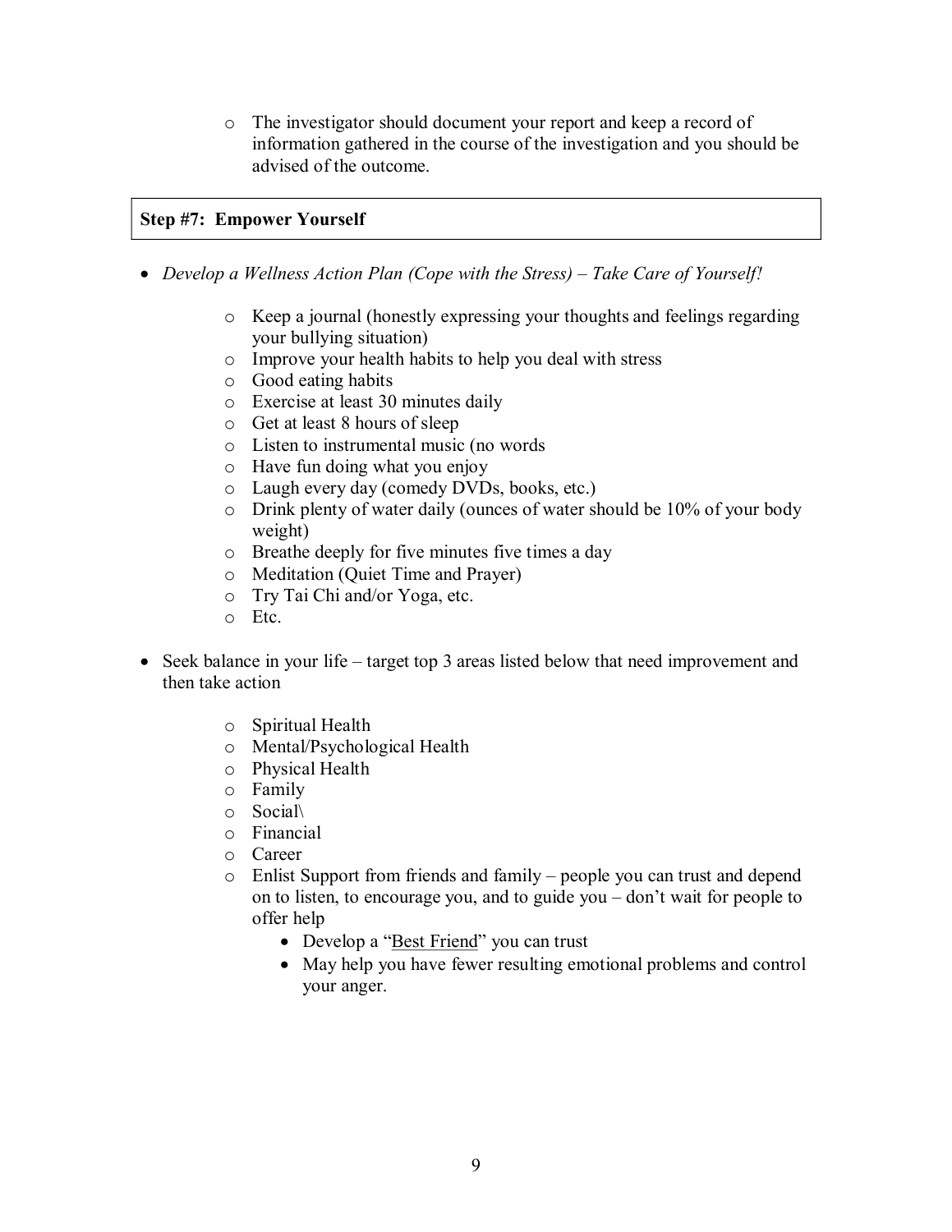- The investigator should document your report and keep a record of information gathered in the course of the investigation and you should be advised of the outcome.

**Step #7: Empower Yourself**

- *Develop a Wellness Action Plan (Cope with the Stress) – Take Care of Yourself!*
  - Keep a journal (honestly expressing your thoughts and feelings regarding your bullying situation)
  - Improve your health habits to help you deal with stress
  - Good eating habits
  - Exercise at least 30 minutes daily
  - Get at least 8 hours of sleep
  - Listen to instrumental music (no words
  - Have fun doing what you enjoy
  - Laugh every day (comedy DVDs, books, etc.)
  - Drink plenty of water daily (ounces of water should be 10% of your body weight)
  - Breathe deeply for five minutes five times a day
  - Meditation (Quiet Time and Prayer)
  - Try Tai Chi and/or Yoga, etc.
  - Etc.

- Seek balance in your life – target top 3 areas listed below that need improvement and then take action
  - Spiritual Health
  - Mental/Psychological Health
  - Physical Health
  - Family
  - Social\
  - Financial
  - Career
  - Enlist Support from friends and family – people you can trust and depend on to listen, to encourage you, and to guide you – don't wait for people to offer help
    - Develop a "Best Friend" you can trust
    - May help you have fewer resulting emotional problems and control your anger.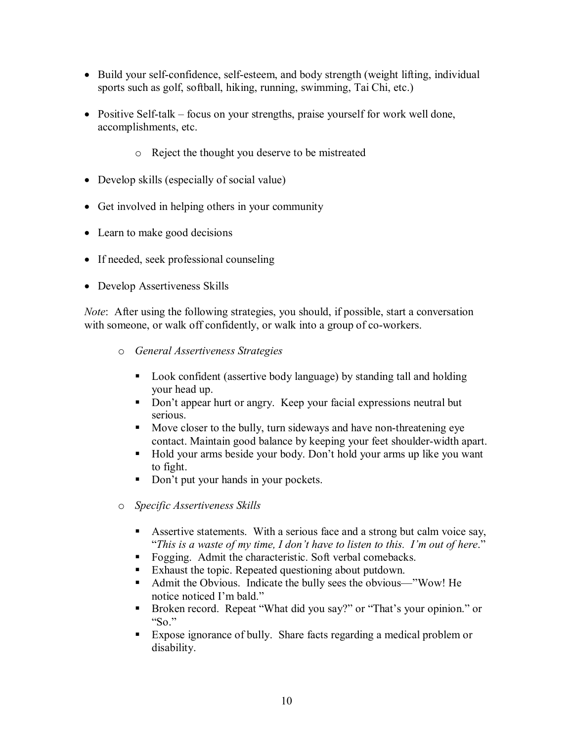- Build your self-confidence, self-esteem, and body strength (weight lifting, individual sports such as golf, softball, hiking, running, swimming, Tai Chi, etc.)
- Positive Self-talk – focus on your strengths, praise yourself for work well done, accomplishments, etc.
    - Reject the thought you deserve to be mistreated
- Develop skills (especially of social value)
- Get involved in helping others in your community
- Learn to make good decisions
- If needed, seek professional counseling
- Develop Assertiveness Skills

*Note*: After using the following strategies, you should, if possible, start a conversation with someone, or walk off confidently, or walk into a group of co-workers.

- *General Assertiveness Strategies*
    - Look confident (assertive body language) by standing tall and holding your head up.
    - Don't appear hurt or angry. Keep your facial expressions neutral but serious.
    - Move closer to the bully, turn sideways and have non-threatening eye contact. Maintain good balance by keeping your feet shoulder-width apart.
    - Hold your arms beside your body. Don't hold your arms up like you want to fight.
    - Don't put your hands in your pockets.
- *Specific Assertiveness Skills*
    - Assertive statements. With a serious face and a strong but calm voice say, "*This is a waste of my time, I don't have to listen to this. I'm out of here*."
    - Fogging. Admit the characteristic. Soft verbal comebacks.
    - Exhaust the topic. Repeated questioning about putdown.
    - Admit the Obvious. Indicate the bully sees the obvious—"Wow! He notice noticed I'm bald."
    - Broken record. Repeat "What did you say?" or "That's your opinion." or "So."
    - Expose ignorance of bully. Share facts regarding a medical problem or disability.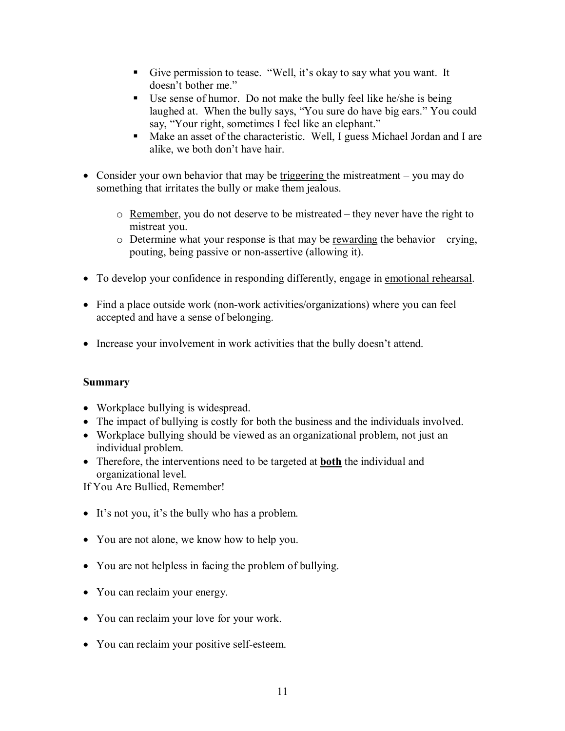- Give permission to tease. "Well, it's okay to say what you want. It doesn't bother me."
    - Use sense of humor. Do not make the bully feel like he/she is being laughed at. When the bully says, "You sure do have big ears." You could say, "Your right, sometimes I feel like an elephant."
    - Make an asset of the characteristic. Well, I guess Michael Jordan and I are alike, we both don't have hair.

- Consider your own behavior that may be <u>triggering</u> the mistreatment – you may do something that irritates the bully or make them jealous.
    - <u>Remember</u>, you do not deserve to be mistreated – they never have the right to mistreat you.
    - Determine what your response is that may be <u>rewarding</u> the behavior – crying, pouting, being passive or non-assertive (allowing it).

- To develop your confidence in responding differently, engage in <u>emotional rehearsal</u>.

- Find a place outside work (non-work activities/organizations) where you can feel accepted and have a sense of belonging.

- Increase your involvement in work activities that the bully doesn't attend.

**Summary**

- Workplace bullying is widespread.
- The impact of bullying is costly for both the business and the individuals involved.
- Workplace bullying should be viewed as an organizational problem, not just an individual problem.
- Therefore, the interventions need to be targeted at <u>**both**</u> the individual and organizational level.

If You Are Bullied, Remember!

- It's not you, it's the bully who has a problem.

- You are not alone, we know how to help you.

- You are not helpless in facing the problem of bullying.

- You can reclaim your energy.

- You can reclaim your love for your work.

- You can reclaim your positive self-esteem.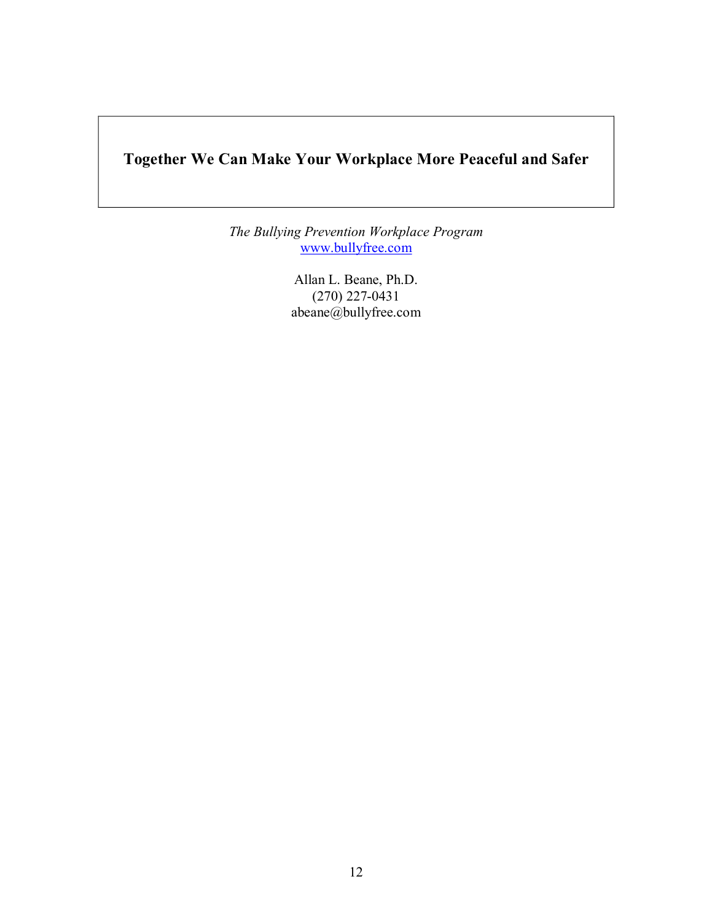**Together We Can Make Your Workplace More Peaceful and Safer**

*The Bullying Prevention Workplace Program*
www.bullyfree.com

Allan L. Beane, Ph.D.
(270) 227-0431
abeane@bullyfree.com